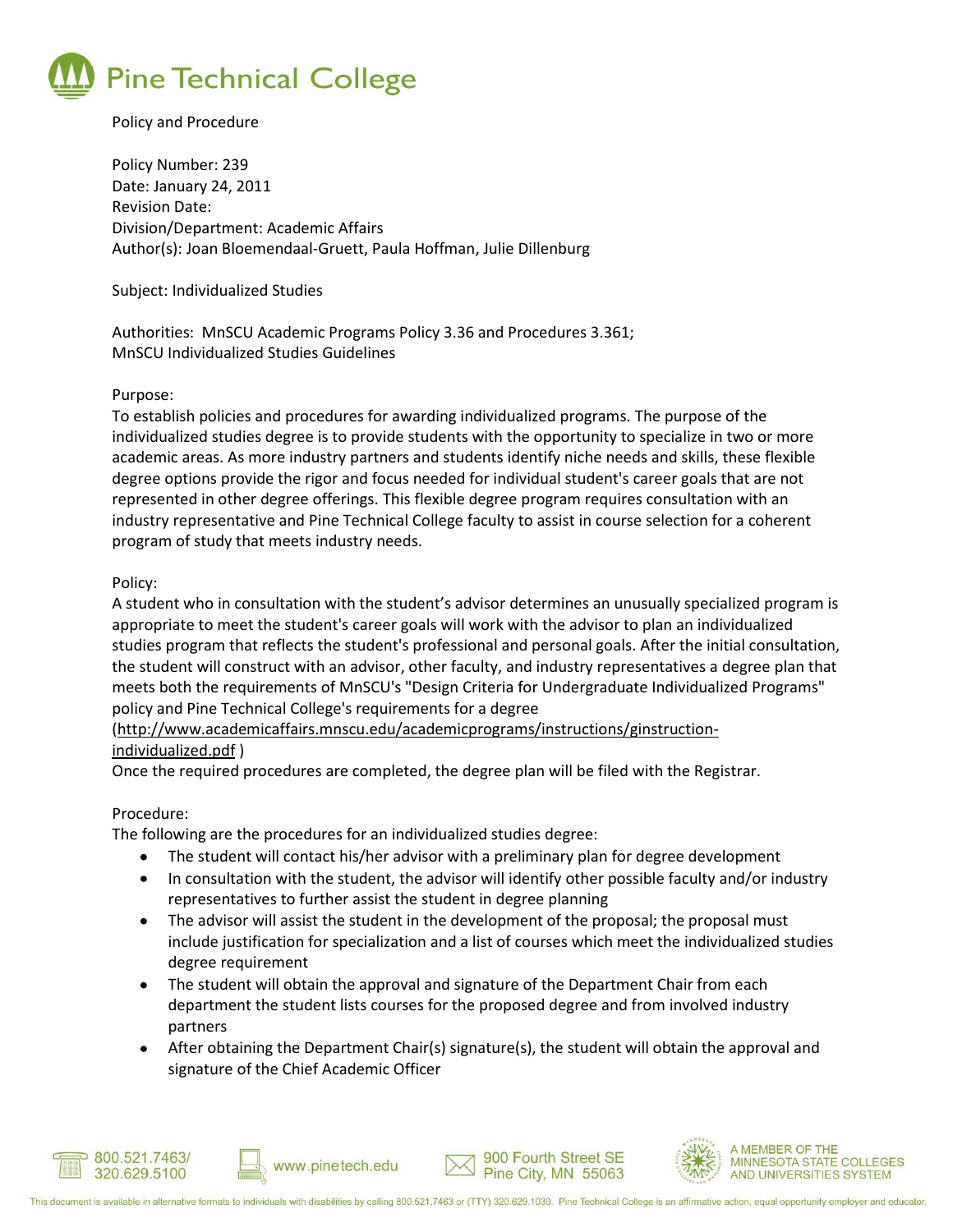# Pine Technical College

Policy and Procedure

Policy Number: 239
Date: January 24, 2011
Revision Date:
Division/Department: Academic Affairs
Author(s): Joan Bloemendaal-Gruett, Paula Hoffman, Julie Dillenburg

Subject: Individualized Studies

Authorities: MnSCU Academic Programs Policy 3.36 and Procedures 3.361;
MnSCU Individualized Studies Guidelines

Purpose:
To establish policies and procedures for awarding individualized programs. The purpose of the individualized studies degree is to provide students with the opportunity to specialize in two or more academic areas. As more industry partners and students identify niche needs and skills, these flexible degree options provide the rigor and focus needed for individual student's career goals that are not represented in other degree offerings. This flexible degree program requires consultation with an industry representative and Pine Technical College faculty to assist in course selection for a coherent program of study that meets industry needs.

Policy:
A student who in consultation with the student's advisor determines an unusually specialized program is appropriate to meet the student's career goals will work with the advisor to plan an individualized studies program that reflects the student's professional and personal goals. After the initial consultation, the student will construct with an advisor, other faculty, and industry representatives a degree plan that meets both the requirements of MnSCU's "Design Criteria for Undergraduate Individualized Programs" policy and Pine Technical College's requirements for a degree
(http://www.academicaffairs.mnscu.edu/academicprograms/instructions/ginstruction-individualized.pdf )
Once the required procedures are completed, the degree plan will be filed with the Registrar.

Procedure:
The following are the procedures for an individualized studies degree:

- The student will contact his/her advisor with a preliminary plan for degree development
- In consultation with the student, the advisor will identify other possible faculty and/or industry representatives to further assist the student in degree planning
- The advisor will assist the student in the development of the proposal; the proposal must include justification for specialization and a list of courses which meet the individualized studies degree requirement
- The student will obtain the approval and signature of the Department Chair from each department the student lists courses for the proposed degree and from involved industry partners
- After obtaining the Department Chair(s) signature(s), the student will obtain the approval and signature of the Chief Academic Officer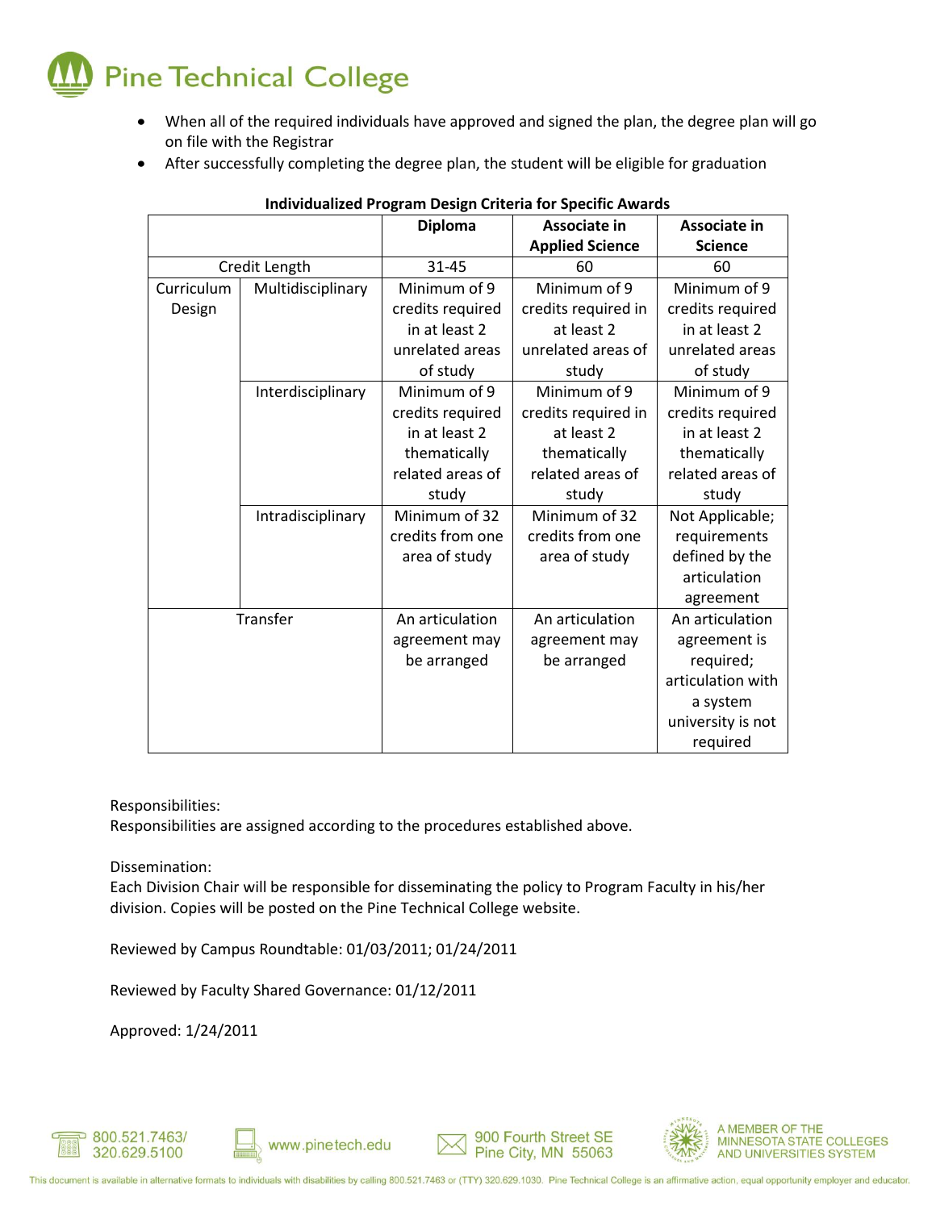- When all of the required individuals have approved and signed the plan, the degree plan will go on file with the Registrar
- After successfully completing the degree plan, the student will be eligible for graduation

**Individualized Program Design Criteria for Specific Awards**

| | | Diploma | Associate in Applied Science | Associate in Science |
|---|---|---|---|---|
| Credit Length | | 31-45 | 60 | 60 |
| Curriculum Design | Multidisciplinary | Minimum of 9 credits required in at least 2 unrelated areas of study | Minimum of 9 credits required in at least 2 unrelated areas of study | Minimum of 9 credits required in at least 2 unrelated areas of study |
| | Interdisciplinary | Minimum of 9 credits required in at least 2 thematically related areas of study | Minimum of 9 credits required in at least 2 thematically related areas of study | Minimum of 9 credits required in at least 2 thematically related areas of study |
| | Intradisciplinary | Minimum of 32 credits from one area of study | Minimum of 32 credits from one area of study | Not Applicable; requirements defined by the articulation agreement |
| Transfer | | An articulation agreement may be arranged | An articulation agreement may be arranged | An articulation agreement is required; articulation with a system university is not required |

Responsibilities:
Responsibilities are assigned according to the procedures established above.

Dissemination:
Each Division Chair will be responsible for disseminating the policy to Program Faculty in his/her division. Copies will be posted on the Pine Technical College website.

Reviewed by Campus Roundtable: 01/03/2011; 01/24/2011

Reviewed by Faculty Shared Governance: 01/12/2011

Approved: 1/24/2011